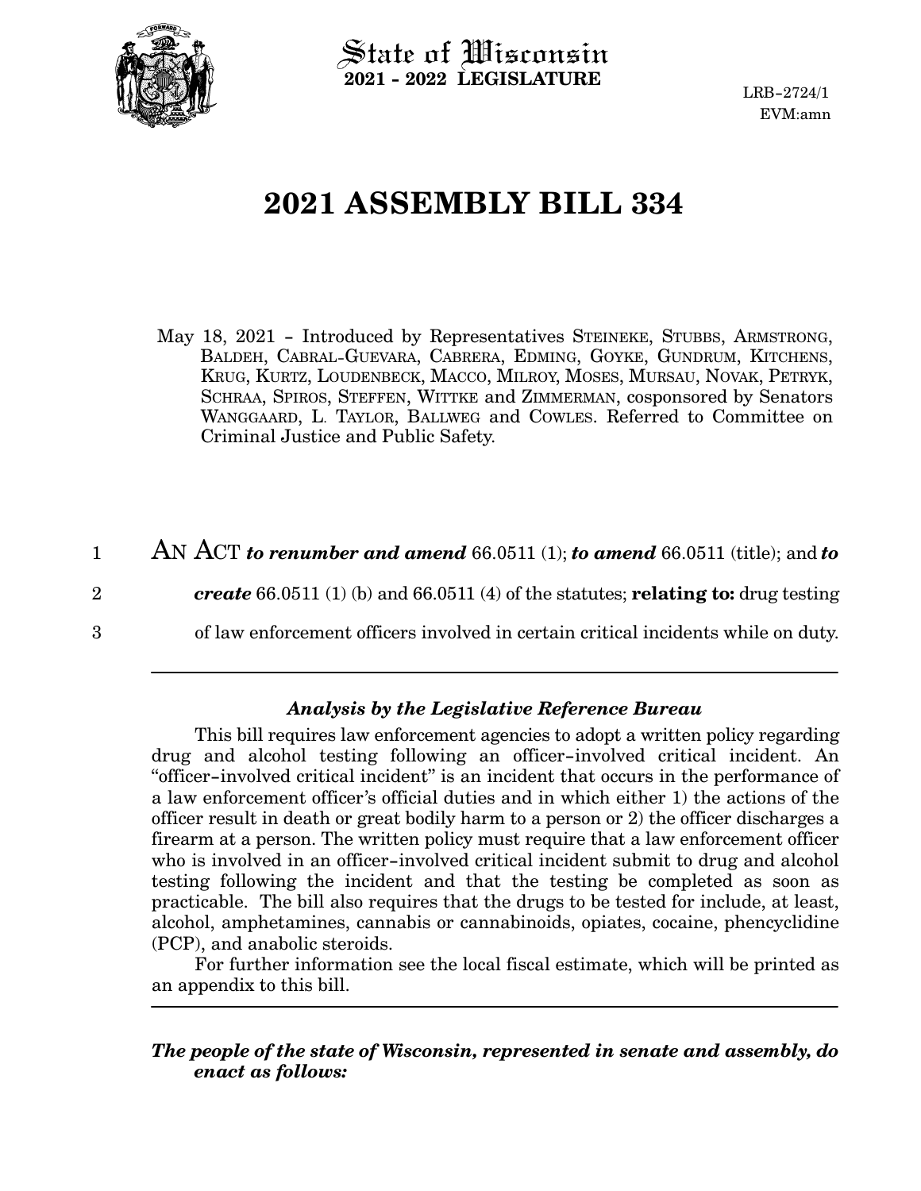State of Wisconsin
**2021 - 2022 LEGISLATURE**

LRB-2724/1
EVM:amn

# 2021 ASSEMBLY BILL 334

May 18, 2021 - Introduced by Representatives STEINEKE, STUBBS, ARMSTRONG, BALDEH, CABRAL-GUEVARA, CABRERA, EDMING, GOYKE, GUNDRUM, KITCHENS, KRUG, KURTZ, LOUDENBECK, MACCO, MILROY, MOSES, MURSAU, NOVAK, PETRYK, SCHRAA, SPIROS, STEFFEN, WITTKE and ZIMMERMAN, cosponsored by Senators WANGGAARD, L. TAYLOR, BALLWEG and COWLES. Referred to Committee on Criminal Justice and Public Safety.

1 AN ACT ***to renumber and amend*** 66.0511 (1); ***to amend*** 66.0511 (title); and ***to***
2 ***create*** 66.0511 (1) (b) and 66.0511 (4) of the statutes; **relating to:** drug testing
3 of law enforcement officers involved in certain critical incidents while on duty.

---

### *Analysis by the Legislative Reference Bureau*

This bill requires law enforcement agencies to adopt a written policy regarding drug and alcohol testing following an officer-involved critical incident. An "officer-involved critical incident" is an incident that occurs in the performance of a law enforcement officer's official duties and in which either 1) the actions of the officer result in death or great bodily harm to a person or 2) the officer discharges a firearm at a person. The written policy must require that a law enforcement officer who is involved in an officer-involved critical incident submit to drug and alcohol testing following the incident and that the testing be completed as soon as practicable. The bill also requires that the drugs to be tested for include, at least, alcohol, amphetamines, cannabis or cannabinoids, opiates, cocaine, phencyclidine (PCP), and anabolic steroids.

For further information see the local fiscal estimate, which will be printed as an appendix to this bill.

---

***The people of the state of Wisconsin, represented in senate and assembly, do enact as follows:***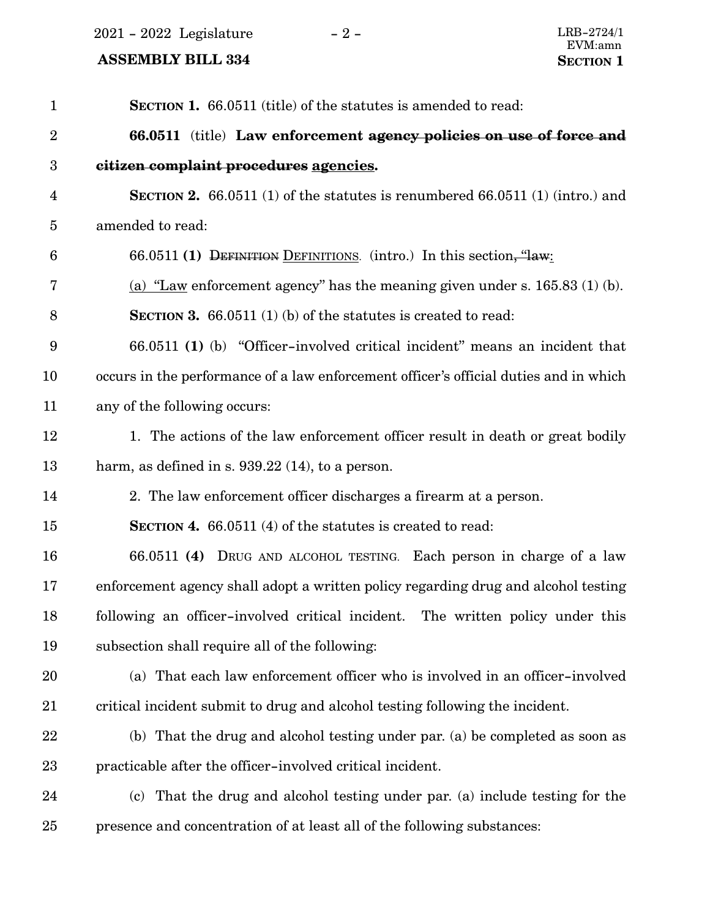**SECTION 1.** 66.0511 (title) of the statutes is amended to read:

**66.0511** (title) **Law enforcement ~~agency policies on use of force and citizen complaint procedures~~ agencies.**

**SECTION 2.** 66.0511 (1) of the statutes is renumbered 66.0511 (1) (intro.) and amended to read:

66.0511 **(1)** ~~DEFINITION~~ DEFINITIONS. (intro.) In this section~~, "law~~:

(a) "Law enforcement agency" has the meaning given under s. 165.83 (1) (b).

**SECTION 3.** 66.0511 (1) (b) of the statutes is created to read:

66.0511 **(1)** (b) "Officer-involved critical incident" means an incident that occurs in the performance of a law enforcement officer's official duties and in which any of the following occurs:

1. The actions of the law enforcement officer result in death or great bodily harm, as defined in s. 939.22 (14), to a person.

2. The law enforcement officer discharges a firearm at a person.

**SECTION 4.** 66.0511 (4) of the statutes is created to read:

66.0511 **(4)** DRUG AND ALCOHOL TESTING. Each person in charge of a law enforcement agency shall adopt a written policy regarding drug and alcohol testing following an officer-involved critical incident. The written policy under this subsection shall require all of the following:

(a) That each law enforcement officer who is involved in an officer-involved critical incident submit to drug and alcohol testing following the incident.

(b) That the drug and alcohol testing under par. (a) be completed as soon as practicable after the officer-involved critical incident.

(c) That the drug and alcohol testing under par. (a) include testing for the presence and concentration of at least all of the following substances: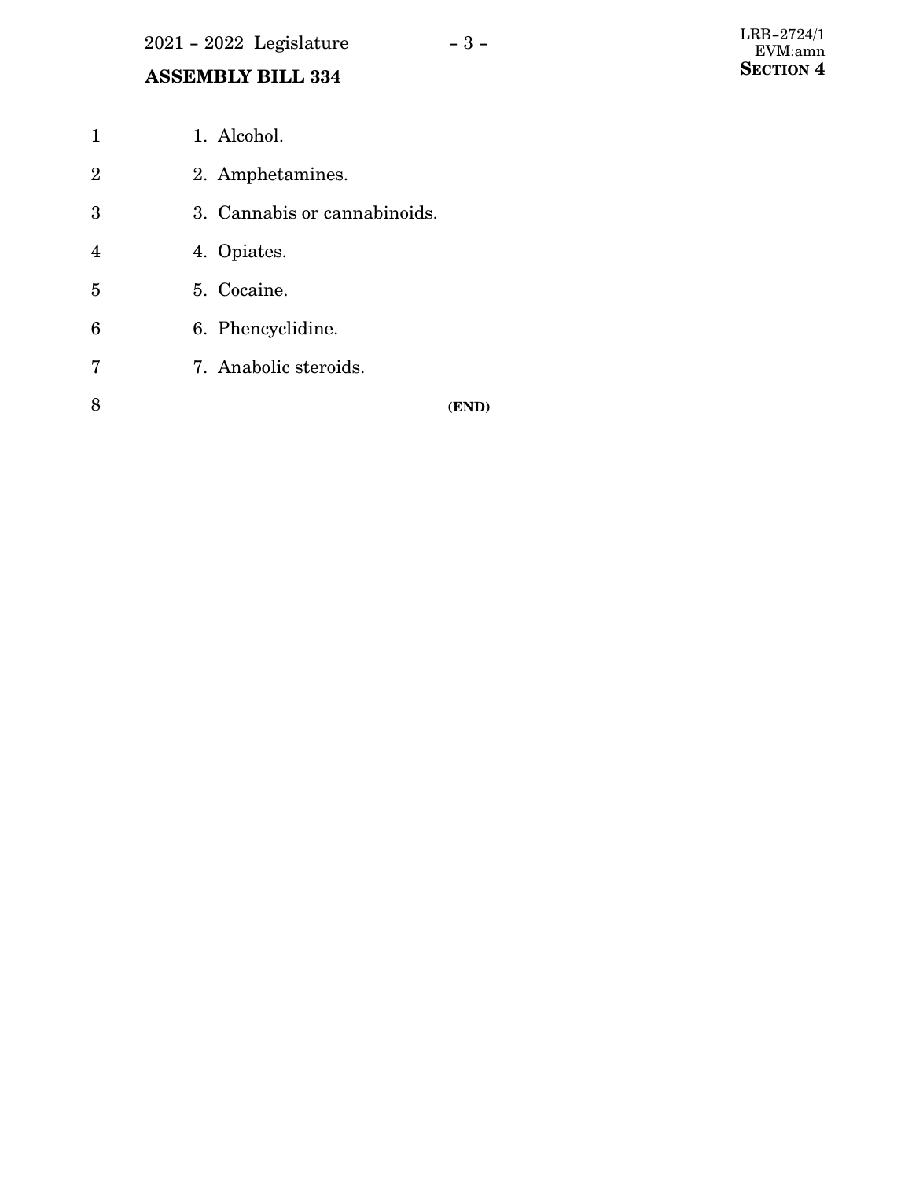1. Alcohol.
2. Amphetamines.
3. Cannabis or cannabinoids.
4. Opiates.
5. Cocaine.
6. Phencyclidine.
7. Anabolic steroids.

**(END)**